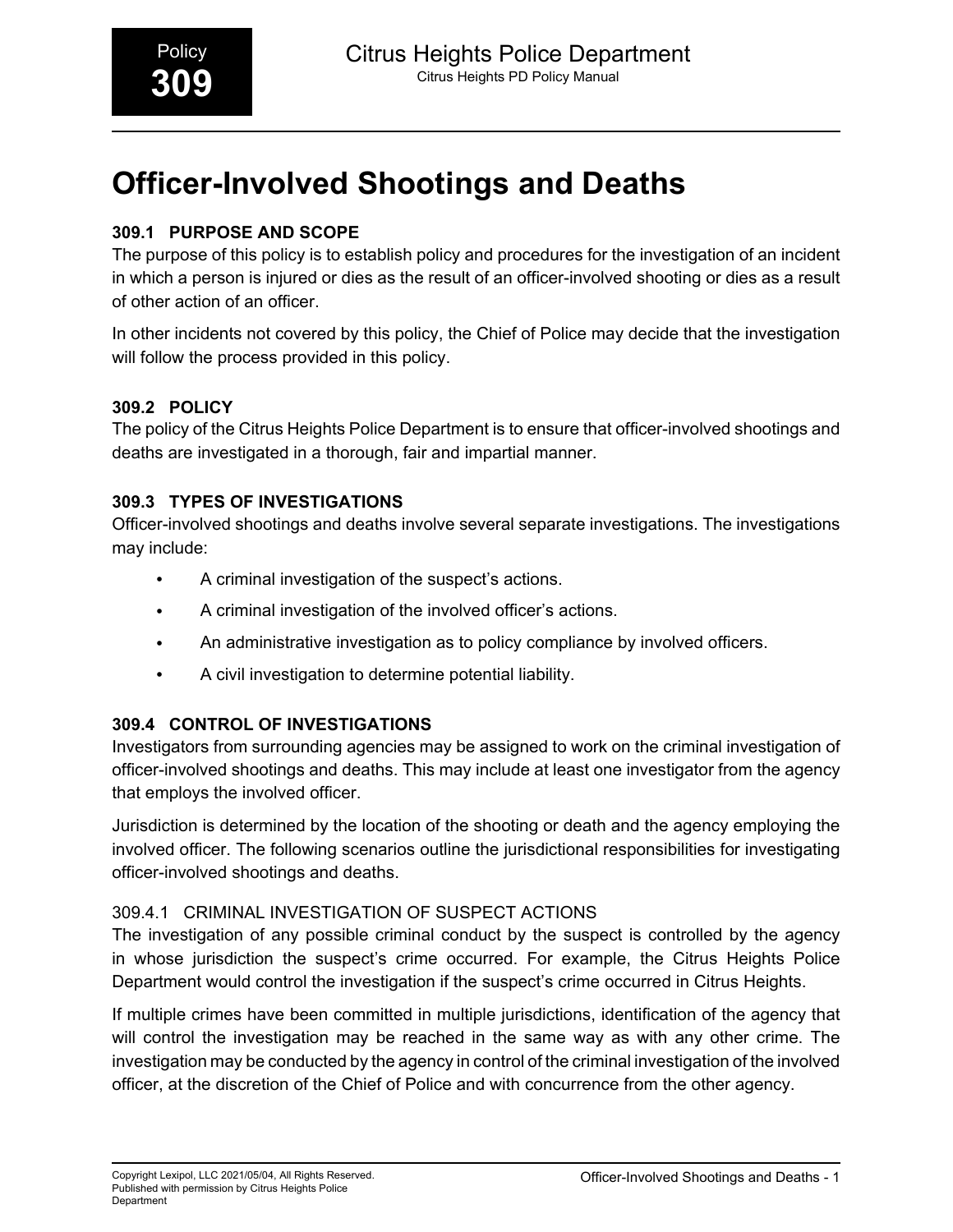# Officer-Involved Shootings and Deaths

## 309.1 PURPOSE AND SCOPE

The purpose of this policy is to establish policy and procedures for the investigation of an incident in which a person is injured or dies as the result of an officer-involved shooting or dies as a result of other action of an officer.

In other incidents not covered by this policy, the Chief of Police may decide that the investigation will follow the process provided in this policy.

## 309.2 POLICY

The policy of the Citrus Heights Police Department is to ensure that officer-involved shootings and deaths are investigated in a thorough, fair and impartial manner.

## 309.3 TYPES OF INVESTIGATIONS

Officer-involved shootings and deaths involve several separate investigations. The investigations may include:

- A criminal investigation of the suspect's actions.
- A criminal investigation of the involved officer's actions.
- An administrative investigation as to policy compliance by involved officers.
- A civil investigation to determine potential liability.

## 309.4 CONTROL OF INVESTIGATIONS

Investigators from surrounding agencies may be assigned to work on the criminal investigation of officer-involved shootings and deaths. This may include at least one investigator from the agency that employs the involved officer.

Jurisdiction is determined by the location of the shooting or death and the agency employing the involved officer. The following scenarios outline the jurisdictional responsibilities for investigating officer-involved shootings and deaths.

### 309.4.1 CRIMINAL INVESTIGATION OF SUSPECT ACTIONS

The investigation of any possible criminal conduct by the suspect is controlled by the agency in whose jurisdiction the suspect's crime occurred. For example, the Citrus Heights Police Department would control the investigation if the suspect's crime occurred in Citrus Heights.

If multiple crimes have been committed in multiple jurisdictions, identification of the agency that will control the investigation may be reached in the same way as with any other crime. The investigation may be conducted by the agency in control of the criminal investigation of the involved officer, at the discretion of the Chief of Police and with concurrence from the other agency.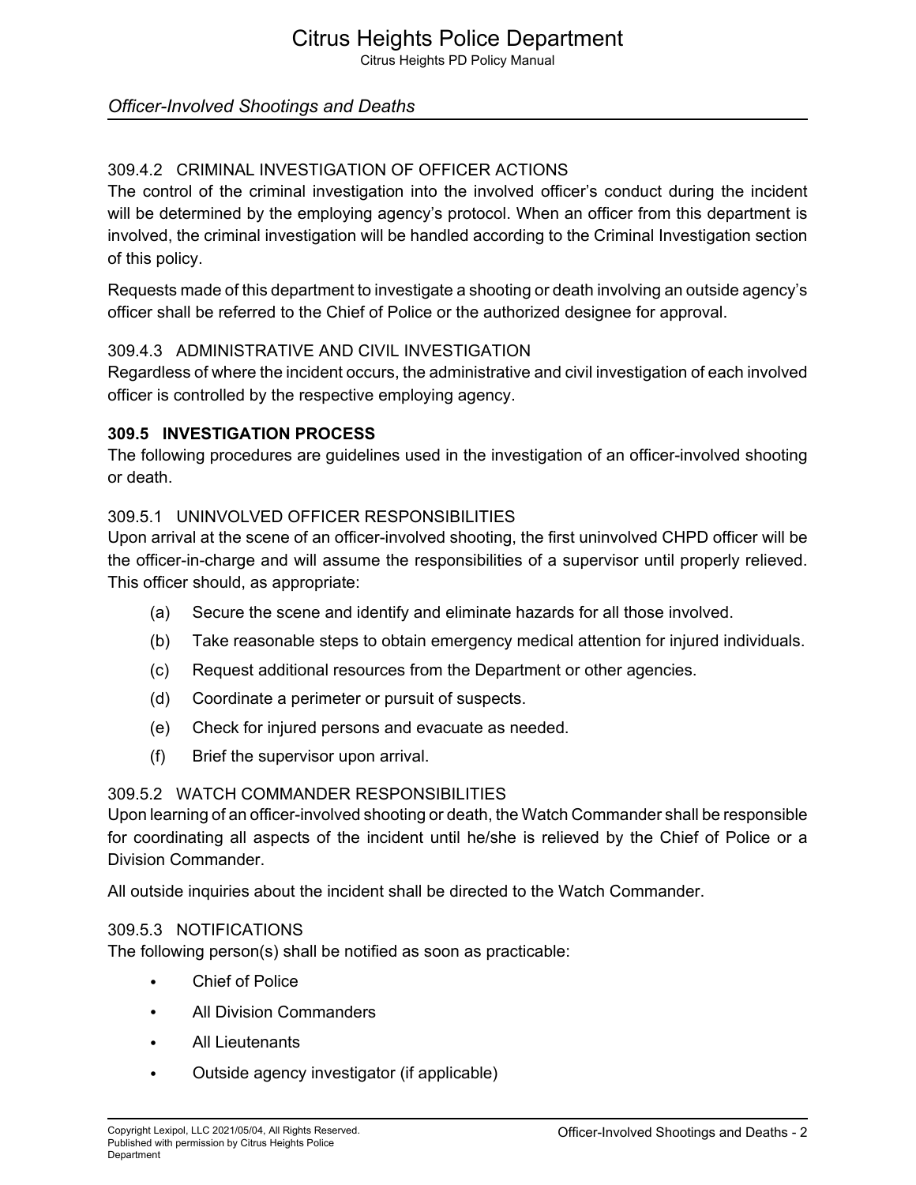#### 309.4.2 CRIMINAL INVESTIGATION OF OFFICER ACTIONS

The control of the criminal investigation into the involved officer's conduct during the incident will be determined by the employing agency's protocol. When an officer from this department is involved, the criminal investigation will be handled according to the Criminal Investigation section of this policy.

Requests made of this department to investigate a shooting or death involving an outside agency's officer shall be referred to the Chief of Police or the authorized designee for approval.

#### 309.4.3 ADMINISTRATIVE AND CIVIL INVESTIGATION

Regardless of where the incident occurs, the administrative and civil investigation of each involved officer is controlled by the respective employing agency.

### 309.5 INVESTIGATION PROCESS

The following procedures are guidelines used in the investigation of an officer-involved shooting or death.

#### 309.5.1 UNINVOLVED OFFICER RESPONSIBILITIES

Upon arrival at the scene of an officer-involved shooting, the first uninvolved CHPD officer will be the officer-in-charge and will assume the responsibilities of a supervisor until properly relieved. This officer should, as appropriate:

(a) Secure the scene and identify and eliminate hazards for all those involved.

(b) Take reasonable steps to obtain emergency medical attention for injured individuals.

(c) Request additional resources from the Department or other agencies.

(d) Coordinate a perimeter or pursuit of suspects.

(e) Check for injured persons and evacuate as needed.

(f) Brief the supervisor upon arrival.

#### 309.5.2 WATCH COMMANDER RESPONSIBILITIES

Upon learning of an officer-involved shooting or death, the Watch Commander shall be responsible for coordinating all aspects of the incident until he/she is relieved by the Chief of Police or a Division Commander.

All outside inquiries about the incident shall be directed to the Watch Commander.

#### 309.5.3 NOTIFICATIONS

The following person(s) shall be notified as soon as practicable:

- Chief of Police
- All Division Commanders
- All Lieutenants
- Outside agency investigator (if applicable)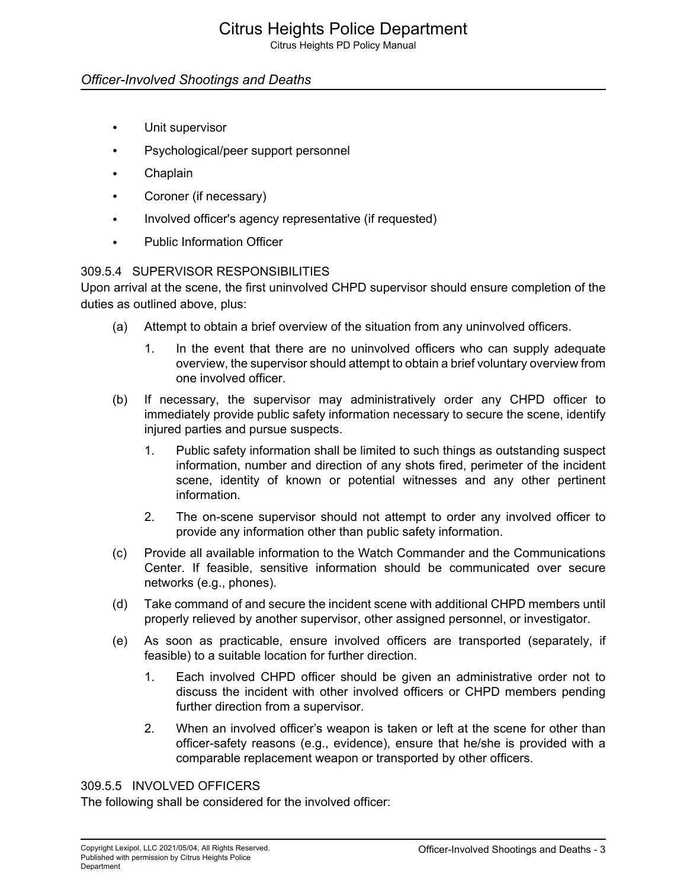- Unit supervisor
- Psychological/peer support personnel
- Chaplain
- Coroner (if necessary)
- Involved officer's agency representative (if requested)
- Public Information Officer

### 309.5.4 SUPERVISOR RESPONSIBILITIES

Upon arrival at the scene, the first uninvolved CHPD supervisor should ensure completion of the duties as outlined above, plus:

(a) Attempt to obtain a brief overview of the situation from any uninvolved officers.

1. In the event that there are no uninvolved officers who can supply adequate overview, the supervisor should attempt to obtain a brief voluntary overview from one involved officer.

(b) If necessary, the supervisor may administratively order any CHPD officer to immediately provide public safety information necessary to secure the scene, identify injured parties and pursue suspects.

1. Public safety information shall be limited to such things as outstanding suspect information, number and direction of any shots fired, perimeter of the incident scene, identity of known or potential witnesses and any other pertinent information.
2. The on-scene supervisor should not attempt to order any involved officer to provide any information other than public safety information.

(c) Provide all available information to the Watch Commander and the Communications Center. If feasible, sensitive information should be communicated over secure networks (e.g., phones).

(d) Take command of and secure the incident scene with additional CHPD members until properly relieved by another supervisor, other assigned personnel, or investigator.

(e) As soon as practicable, ensure involved officers are transported (separately, if feasible) to a suitable location for further direction.

1. Each involved CHPD officer should be given an administrative order not to discuss the incident with other involved officers or CHPD members pending further direction from a supervisor.
2. When an involved officer's weapon is taken or left at the scene for other than officer-safety reasons (e.g., evidence), ensure that he/she is provided with a comparable replacement weapon or transported by other officers.

### 309.5.5 INVOLVED OFFICERS

The following shall be considered for the involved officer: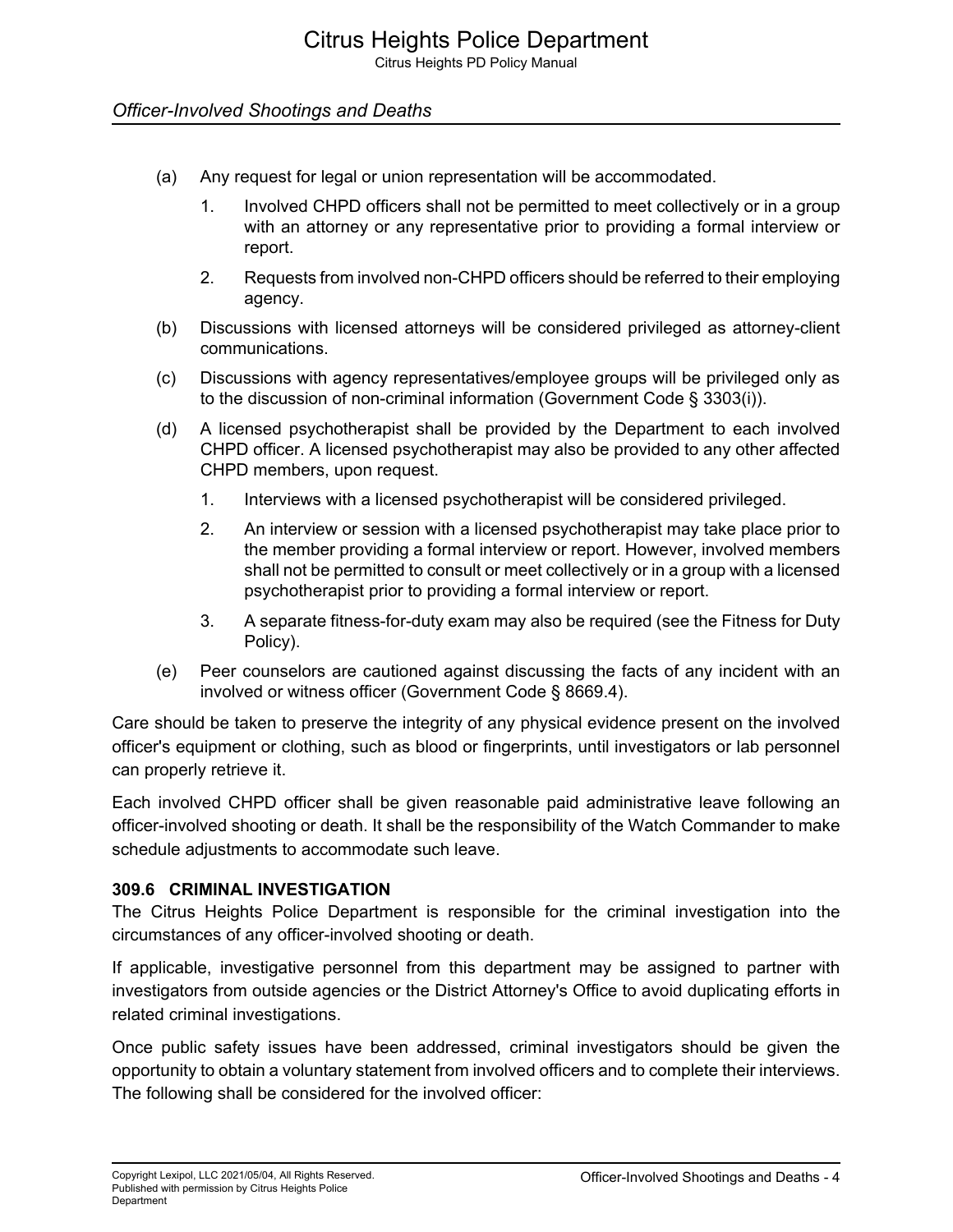(a) Any request for legal or union representation will be accommodated.

1. Involved CHPD officers shall not be permitted to meet collectively or in a group with an attorney or any representative prior to providing a formal interview or report.

2. Requests from involved non-CHPD officers should be referred to their employing agency.

(b) Discussions with licensed attorneys will be considered privileged as attorney-client communications.

(c) Discussions with agency representatives/employee groups will be privileged only as to the discussion of non-criminal information (Government Code § 3303(i)).

(d) A licensed psychotherapist shall be provided by the Department to each involved CHPD officer. A licensed psychotherapist may also be provided to any other affected CHPD members, upon request.

1. Interviews with a licensed psychotherapist will be considered privileged.

2. An interview or session with a licensed psychotherapist may take place prior to the member providing a formal interview or report. However, involved members shall not be permitted to consult or meet collectively or in a group with a licensed psychotherapist prior to providing a formal interview or report.

3. A separate fitness-for-duty exam may also be required (see the Fitness for Duty Policy).

(e) Peer counselors are cautioned against discussing the facts of any incident with an involved or witness officer (Government Code § 8669.4).

Care should be taken to preserve the integrity of any physical evidence present on the involved officer's equipment or clothing, such as blood or fingerprints, until investigators or lab personnel can properly retrieve it.

Each involved CHPD officer shall be given reasonable paid administrative leave following an officer-involved shooting or death. It shall be the responsibility of the Watch Commander to make schedule adjustments to accommodate such leave.

### 309.6 CRIMINAL INVESTIGATION

The Citrus Heights Police Department is responsible for the criminal investigation into the circumstances of any officer-involved shooting or death.

If applicable, investigative personnel from this department may be assigned to partner with investigators from outside agencies or the District Attorney's Office to avoid duplicating efforts in related criminal investigations.

Once public safety issues have been addressed, criminal investigators should be given the opportunity to obtain a voluntary statement from involved officers and to complete their interviews. The following shall be considered for the involved officer: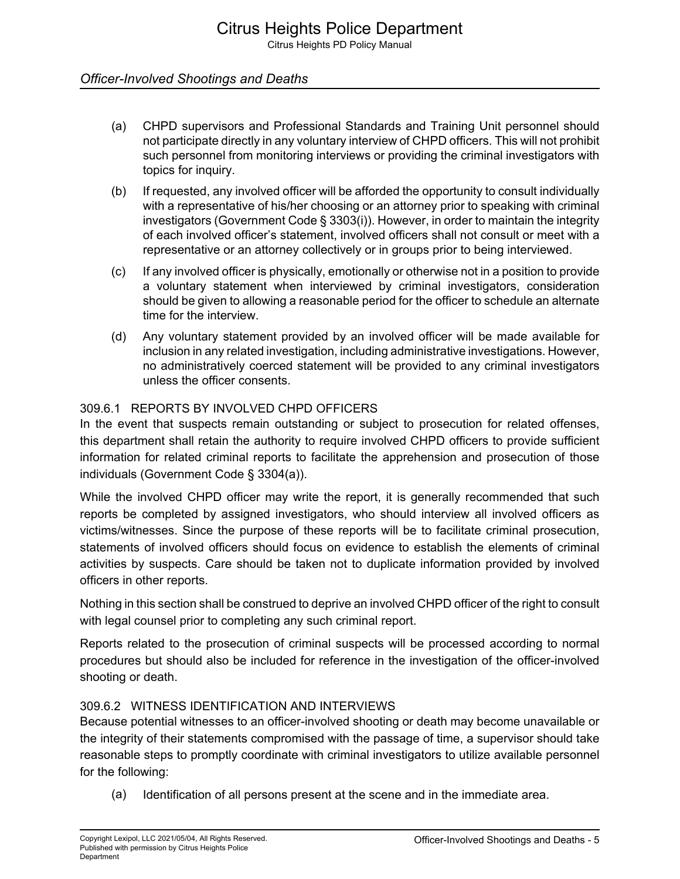(a) CHPD supervisors and Professional Standards and Training Unit personnel should not participate directly in any voluntary interview of CHPD officers. This will not prohibit such personnel from monitoring interviews or providing the criminal investigators with topics for inquiry.

(b) If requested, any involved officer will be afforded the opportunity to consult individually with a representative of his/her choosing or an attorney prior to speaking with criminal investigators (Government Code § 3303(i)). However, in order to maintain the integrity of each involved officer's statement, involved officers shall not consult or meet with a representative or an attorney collectively or in groups prior to being interviewed.

(c) If any involved officer is physically, emotionally or otherwise not in a position to provide a voluntary statement when interviewed by criminal investigators, consideration should be given to allowing a reasonable period for the officer to schedule an alternate time for the interview.

(d) Any voluntary statement provided by an involved officer will be made available for inclusion in any related investigation, including administrative investigations. However, no administratively coerced statement will be provided to any criminal investigators unless the officer consents.

### 309.6.1 REPORTS BY INVOLVED CHPD OFFICERS

In the event that suspects remain outstanding or subject to prosecution for related offenses, this department shall retain the authority to require involved CHPD officers to provide sufficient information for related criminal reports to facilitate the apprehension and prosecution of those individuals (Government Code § 3304(a)).

While the involved CHPD officer may write the report, it is generally recommended that such reports be completed by assigned investigators, who should interview all involved officers as victims/witnesses. Since the purpose of these reports will be to facilitate criminal prosecution, statements of involved officers should focus on evidence to establish the elements of criminal activities by suspects. Care should be taken not to duplicate information provided by involved officers in other reports.

Nothing in this section shall be construed to deprive an involved CHPD officer of the right to consult with legal counsel prior to completing any such criminal report.

Reports related to the prosecution of criminal suspects will be processed according to normal procedures but should also be included for reference in the investigation of the officer-involved shooting or death.

### 309.6.2 WITNESS IDENTIFICATION AND INTERVIEWS

Because potential witnesses to an officer-involved shooting or death may become unavailable or the integrity of their statements compromised with the passage of time, a supervisor should take reasonable steps to promptly coordinate with criminal investigators to utilize available personnel for the following:

(a) Identification of all persons present at the scene and in the immediate area.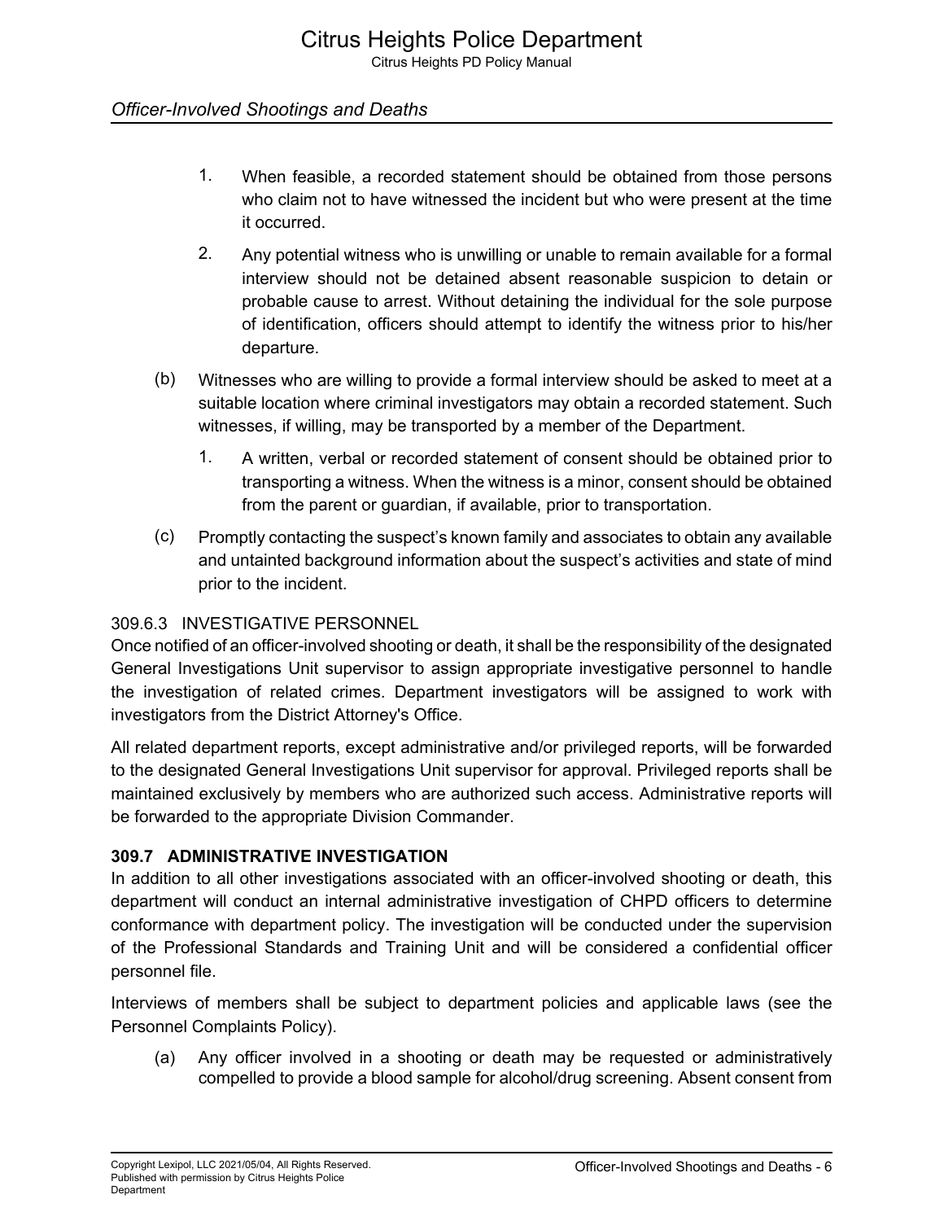1. When feasible, a recorded statement should be obtained from those persons who claim not to have witnessed the incident but who were present at the time it occurred.

2. Any potential witness who is unwilling or unable to remain available for a formal interview should not be detained absent reasonable suspicion to detain or probable cause to arrest. Without detaining the individual for the sole purpose of identification, officers should attempt to identify the witness prior to his/her departure.

(b) Witnesses who are willing to provide a formal interview should be asked to meet at a suitable location where criminal investigators may obtain a recorded statement. Such witnesses, if willing, may be transported by a member of the Department.

1. A written, verbal or recorded statement of consent should be obtained prior to transporting a witness. When the witness is a minor, consent should be obtained from the parent or guardian, if available, prior to transportation.

(c) Promptly contacting the suspect's known family and associates to obtain any available and untainted background information about the suspect's activities and state of mind prior to the incident.

### 309.6.3 INVESTIGATIVE PERSONNEL

Once notified of an officer-involved shooting or death, it shall be the responsibility of the designated General Investigations Unit supervisor to assign appropriate investigative personnel to handle the investigation of related crimes. Department investigators will be assigned to work with investigators from the District Attorney's Office.

All related department reports, except administrative and/or privileged reports, will be forwarded to the designated General Investigations Unit supervisor for approval. Privileged reports shall be maintained exclusively by members who are authorized such access. Administrative reports will be forwarded to the appropriate Division Commander.

## 309.7 ADMINISTRATIVE INVESTIGATION

In addition to all other investigations associated with an officer-involved shooting or death, this department will conduct an internal administrative investigation of CHPD officers to determine conformance with department policy. The investigation will be conducted under the supervision of the Professional Standards and Training Unit and will be considered a confidential officer personnel file.

Interviews of members shall be subject to department policies and applicable laws (see the Personnel Complaints Policy).

(a) Any officer involved in a shooting or death may be requested or administratively compelled to provide a blood sample for alcohol/drug screening. Absent consent from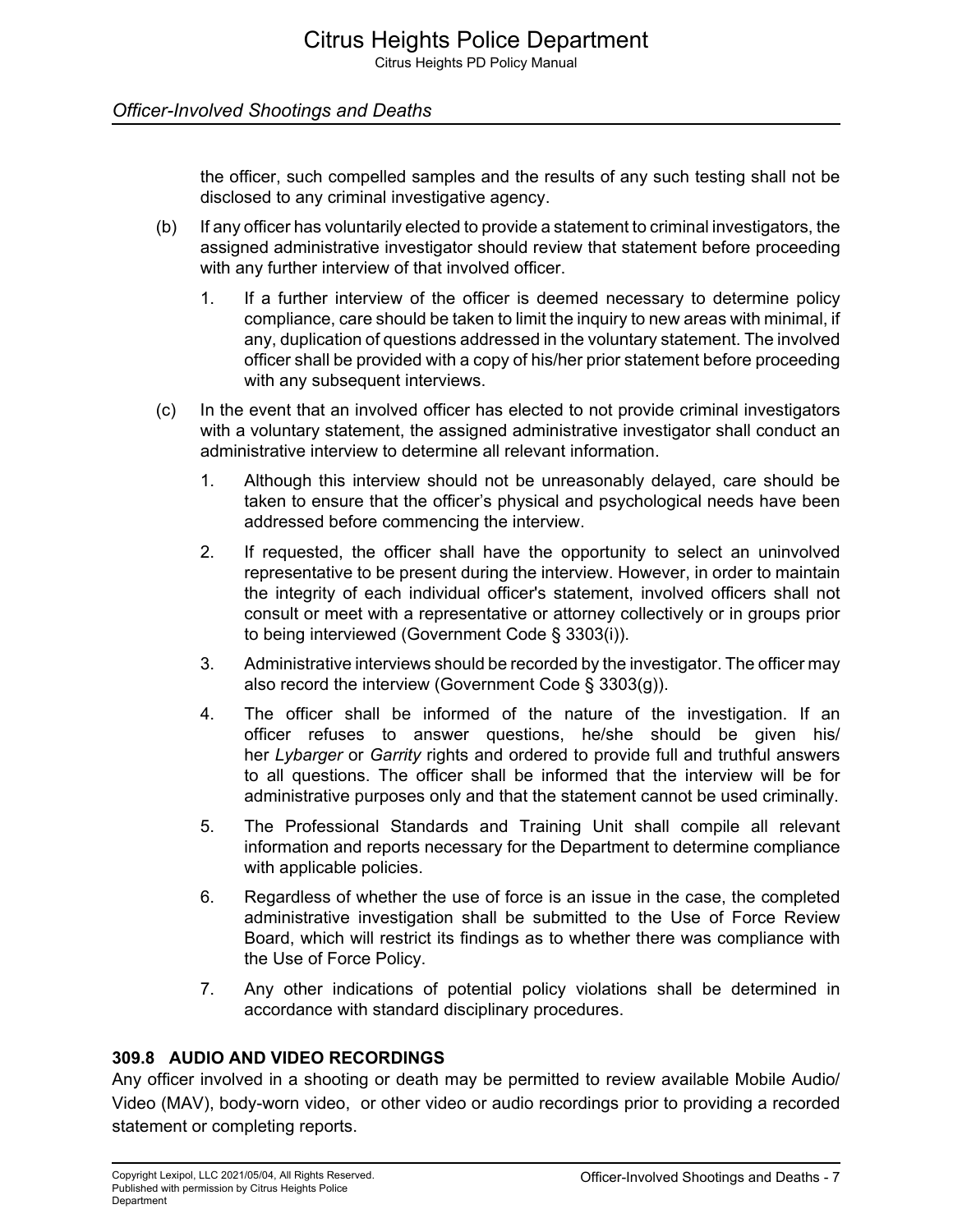the officer, such compelled samples and the results of any such testing shall not be disclosed to any criminal investigative agency.

(b) If any officer has voluntarily elected to provide a statement to criminal investigators, the assigned administrative investigator should review that statement before proceeding with any further interview of that involved officer.

   1. If a further interview of the officer is deemed necessary to determine policy compliance, care should be taken to limit the inquiry to new areas with minimal, if any, duplication of questions addressed in the voluntary statement. The involved officer shall be provided with a copy of his/her prior statement before proceeding with any subsequent interviews.

(c) In the event that an involved officer has elected to not provide criminal investigators with a voluntary statement, the assigned administrative investigator shall conduct an administrative interview to determine all relevant information.

   1. Although this interview should not be unreasonably delayed, care should be taken to ensure that the officer's physical and psychological needs have been addressed before commencing the interview.

   2. If requested, the officer shall have the opportunity to select an uninvolved representative to be present during the interview. However, in order to maintain the integrity of each individual officer's statement, involved officers shall not consult or meet with a representative or attorney collectively or in groups prior to being interviewed (Government Code § 3303(i)).

   3. Administrative interviews should be recorded by the investigator. The officer may also record the interview (Government Code § 3303(g)).

   4. The officer shall be informed of the nature of the investigation. If an officer refuses to answer questions, he/she should be given his/her *Lybarger* or *Garrity* rights and ordered to provide full and truthful answers to all questions. The officer shall be informed that the interview will be for administrative purposes only and that the statement cannot be used criminally.

   5. The Professional Standards and Training Unit shall compile all relevant information and reports necessary for the Department to determine compliance with applicable policies.

   6. Regardless of whether the use of force is an issue in the case, the completed administrative investigation shall be submitted to the Use of Force Review Board, which will restrict its findings as to whether there was compliance with the Use of Force Policy.

   7. Any other indications of potential policy violations shall be determined in accordance with standard disciplinary procedures.

### 309.8 AUDIO AND VIDEO RECORDINGS

Any officer involved in a shooting or death may be permitted to review available Mobile Audio/Video (MAV), body-worn video, or other video or audio recordings prior to providing a recorded statement or completing reports.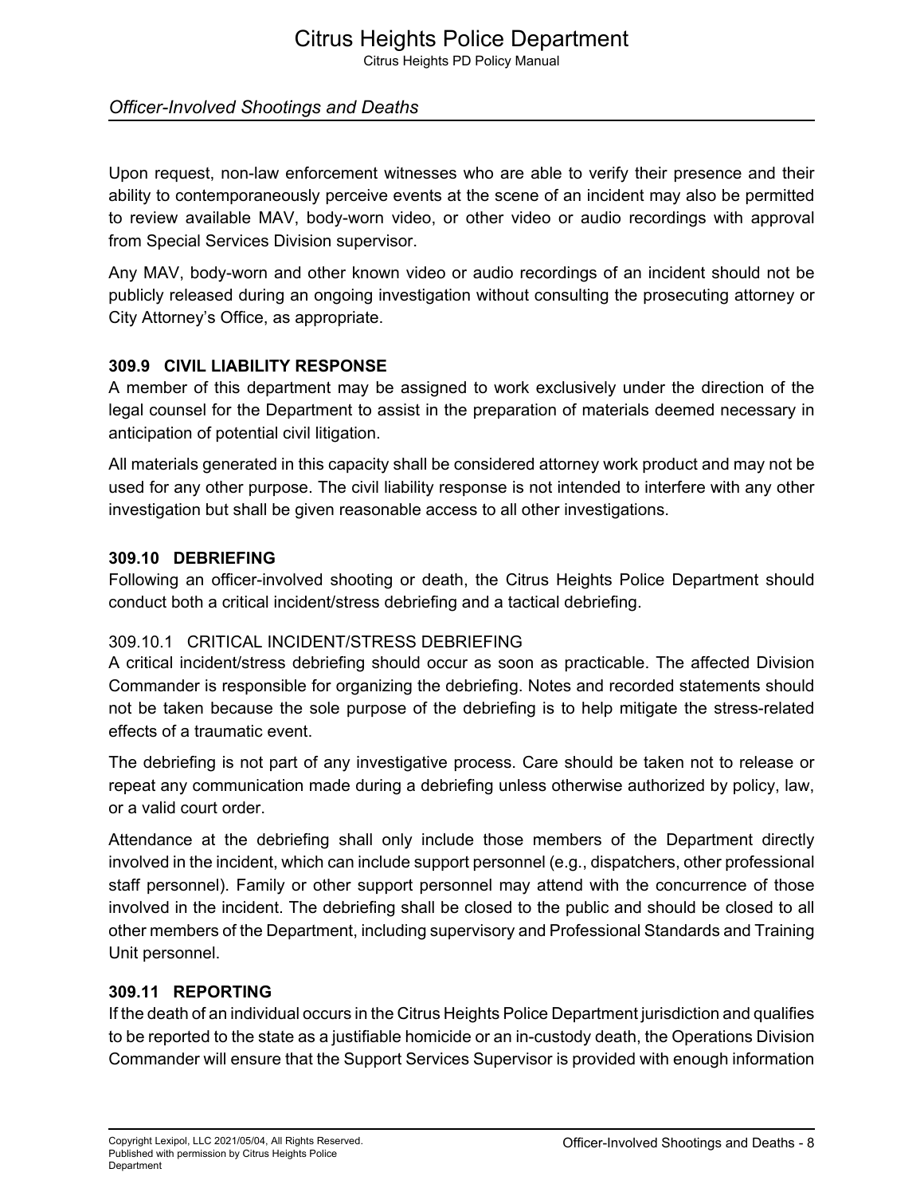Upon request, non-law enforcement witnesses who are able to verify their presence and their ability to contemporaneously perceive events at the scene of an incident may also be permitted to review available MAV, body-worn video, or other video or audio recordings with approval from Special Services Division supervisor.

Any MAV, body-worn and other known video or audio recordings of an incident should not be publicly released during an ongoing investigation without consulting the prosecuting attorney or City Attorney's Office, as appropriate.

## 309.9 CIVIL LIABILITY RESPONSE

A member of this department may be assigned to work exclusively under the direction of the legal counsel for the Department to assist in the preparation of materials deemed necessary in anticipation of potential civil litigation.

All materials generated in this capacity shall be considered attorney work product and may not be used for any other purpose. The civil liability response is not intended to interfere with any other investigation but shall be given reasonable access to all other investigations.

## 309.10 DEBRIEFING

Following an officer-involved shooting or death, the Citrus Heights Police Department should conduct both a critical incident/stress debriefing and a tactical debriefing.

### 309.10.1 CRITICAL INCIDENT/STRESS DEBRIEFING

A critical incident/stress debriefing should occur as soon as practicable. The affected Division Commander is responsible for organizing the debriefing. Notes and recorded statements should not be taken because the sole purpose of the debriefing is to help mitigate the stress-related effects of a traumatic event.

The debriefing is not part of any investigative process. Care should be taken not to release or repeat any communication made during a debriefing unless otherwise authorized by policy, law, or a valid court order.

Attendance at the debriefing shall only include those members of the Department directly involved in the incident, which can include support personnel (e.g., dispatchers, other professional staff personnel). Family or other support personnel may attend with the concurrence of those involved in the incident. The debriefing shall be closed to the public and should be closed to all other members of the Department, including supervisory and Professional Standards and Training Unit personnel.

## 309.11 REPORTING

If the death of an individual occurs in the Citrus Heights Police Department jurisdiction and qualifies to be reported to the state as a justifiable homicide or an in-custody death, the Operations Division Commander will ensure that the Support Services Supervisor is provided with enough information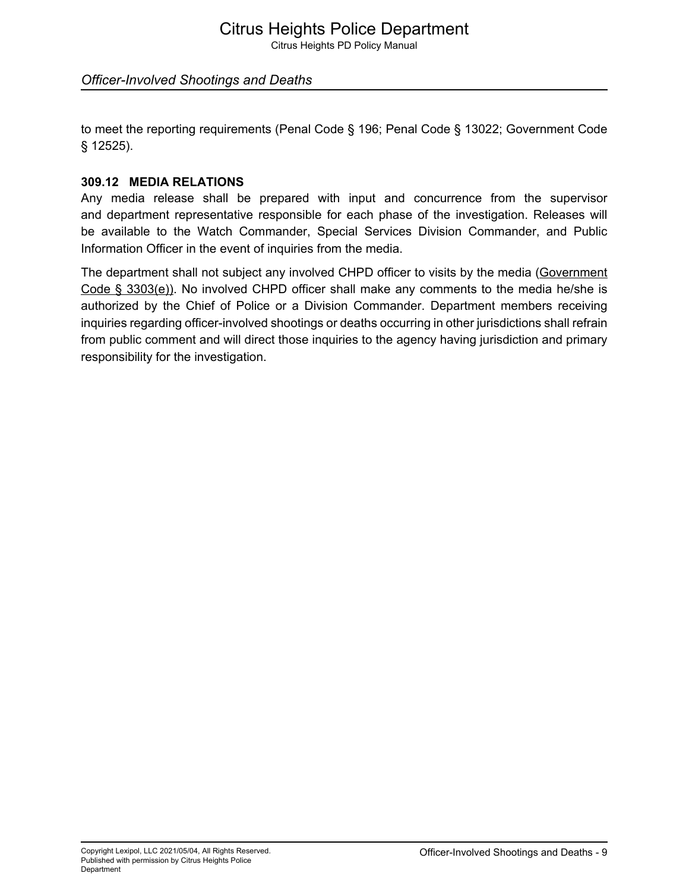to meet the reporting requirements (Penal Code § 196; Penal Code § 13022; Government Code § 12525).

### 309.12 MEDIA RELATIONS

Any media release shall be prepared with input and concurrence from the supervisor and department representative responsible for each phase of the investigation. Releases will be available to the Watch Commander, Special Services Division Commander, and Public Information Officer in the event of inquiries from the media.

The department shall not subject any involved CHPD officer to visits by the media (Government Code § 3303(e)). No involved CHPD officer shall make any comments to the media he/she is authorized by the Chief of Police or a Division Commander. Department members receiving inquiries regarding officer-involved shootings or deaths occurring in other jurisdictions shall refrain from public comment and will direct those inquiries to the agency having jurisdiction and primary responsibility for the investigation.